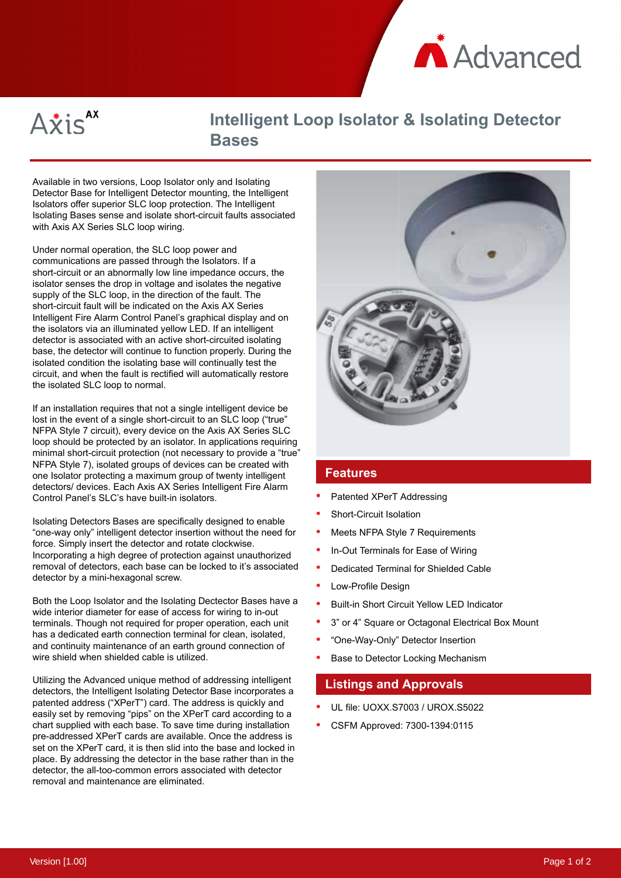# Intelligent Loop Isolator & Isolating Detector Bases

Available in two versions, Loop Isolator only and Isolating Detector Base for Intelligent Detector mounting, the Intelligent Isolators offer superior SLC loop protection. The Intelligent Isolating Bases sense and isolate short-circuit faults associated with Axis AX Series SLC loop wiring.

Under normal operation, the SLC loop power and communications are passed through the Isolators. If a short-circuit or an abnormally low line impedance occurs, the isolator senses the drop in voltage and isolates the negative supply of the SLC loop, in the direction of the fault. The short-circuit fault will be indicated on the Axis AX Series Intelligent Fire Alarm Control Panel's graphical display and on the isolators via an illuminated yellow LED. If an intelligent detector is associated with an active short-circuited isolating base, the detector will continue to function properly. During the isolated condition the isolating base will continually test the circuit, and when the fault is rectified will automatically restore the isolated SLC loop to normal.

If an installation requires that not a single intelligent device be lost in the event of a single short-circuit to an SLC loop ("true" NFPA Style 7 circuit), every device on the Axis AX Series SLC loop should be protected by an isolator. In applications requiring minimal short-circuit protection (not necessary to provide a "true" NFPA Style 7), isolated groups of devices can be created with one Isolator protecting a maximum group of twenty intelligent detectors/ devices. Each Axis AX Series Intelligent Fire Alarm Control Panel's SLC's have built-in isolators.

Isolating Detectors Bases are specifically designed to enable "one-way only" intelligent detector insertion without the need for force. Simply insert the detector and rotate clockwise. Incorporating a high degree of protection against unauthorized removal of detectors, each base can be locked to it's associated detector by a mini-hexagonal screw.

Both the Loop Isolator and the Isolating Dectector Bases have a wide interior diameter for ease of access for wiring to in-out terminals. Though not required for proper operation, each unit has a dedicated earth connection terminal for clean, isolated, and continuity maintenance of an earth ground connection of wire shield when shielded cable is utilized.

Utilizing the Advanced unique method of addressing intelligent detectors, the Intelligent Isolating Detector Base incorporates a patented address ("XPerT") card. The address is quickly and easily set by removing "pips" on the XPerT card according to a chart supplied with each base. To save time during installation pre-addressed XPerT cards are available. Once the address is set on the XPerT card, it is then slid into the base and locked in place. By addressing the detector in the base rather than in the detector, the all-too-common errors associated with detector removal and maintenance are eliminated.

## Features

- Patented XPerT Addressing
- Short-Circuit Isolation
- Meets NFPA Style 7 Requirements
- In-Out Terminals for Ease of Wiring
- Dedicated Terminal for Shielded Cable
- Low-Profile Design
- Built-in Short Circuit Yellow LED Indicator
- 3" or 4" Square or Octagonal Electrical Box Mount
- "One-Way-Only" Detector Insertion
- Base to Detector Locking Mechanism

## Listings and Approvals

- UL file: UOXX.S7003 / UROX.S5022
- CSFM Approved: 7300-1394:0115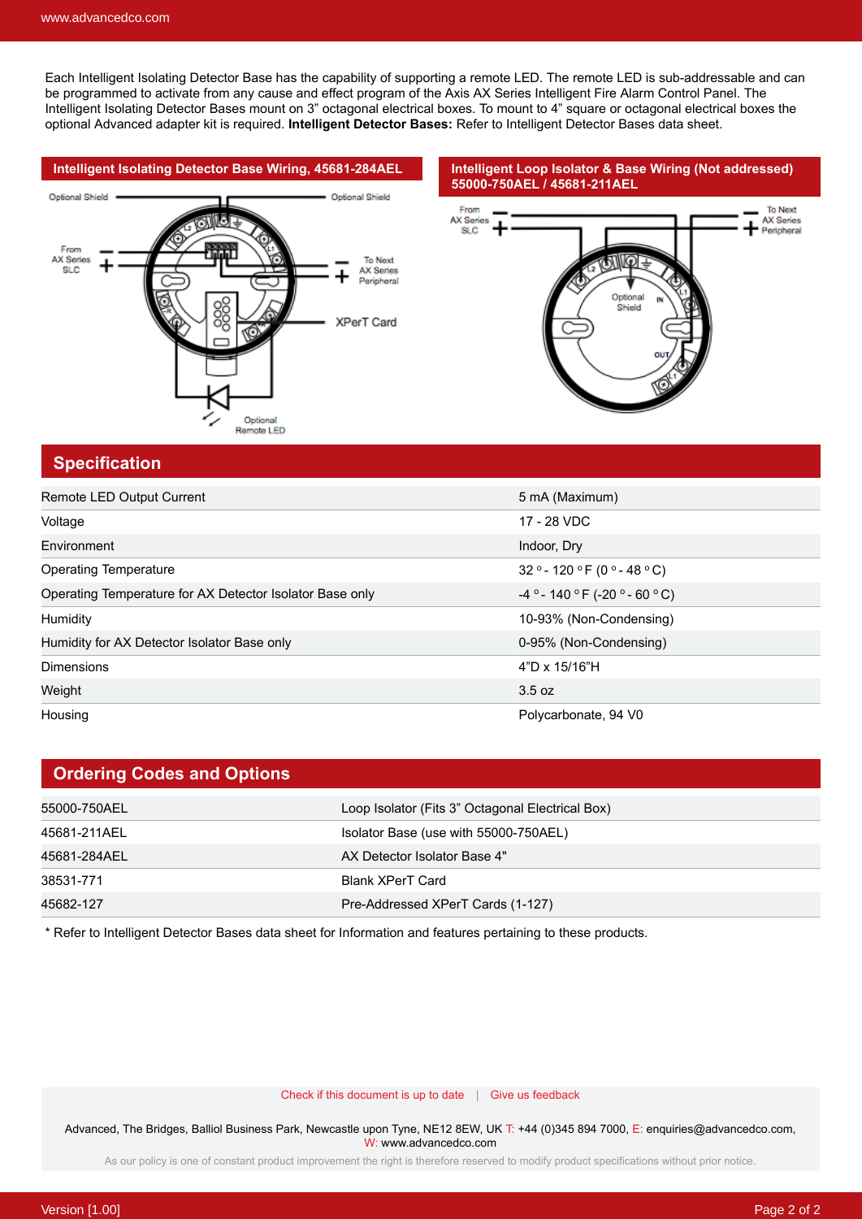Each Intelligent Isolating Detector Base has the capability of supporting a remote LED. The remote LED is sub-addressable and can be programmed to activate from any cause and effect program of the Axis AX Series Intelligent Fire Alarm Control Panel. The Intelligent Isolating Detector Bases mount on 3" octagonal electrical boxes. To mount to 4" square or octagonal electrical boxes the optional Advanced adapter kit is required. **Intelligent Detector Bases:** Refer to Intelligent Detector Bases data sheet.

### Intelligent Isolating Detector Base Wiring, 45681-284AEL

Optional Shield

Optional Shield

From AX Series SLC

To Next AX Series Peripheral

XPerT Card

Optional Remote LED

### Intelligent Loop Isolator & Base Wiring (Not addressed) 55000-750AEL / 45681-211AEL

From AX Series SLC

To Next AX Series Peripheral

Optional Shield

IN

OUT

## Specification

| | |
|---|---|
| Remote LED Output Current | 5 mA (Maximum) |
| Voltage | 17 - 28 VDC |
| Environment | Indoor, Dry |
| Operating Temperature | 32 °- 120 °F (0 °- 48 °C) |
| Operating Temperature for AX Detector Isolator Base only | -4 °- 140 °F (-20 °- 60 °C) |
| Humidity | 10-93% (Non-Condensing) |
| Humidity for AX Detector Isolator Base only | 0-95% (Non-Condensing) |
| Dimensions | 4"D x 15/16"H |
| Weight | 3.5 oz |
| Housing | Polycarbonate, 94 V0 |

## Ordering Codes and Options

| | |
|---|---|
| 55000-750AEL | Loop Isolator (Fits 3" Octagonal Electrical Box) |
| 45681-211AEL | Isolator Base (use with 55000-750AEL) |
| 45681-284AEL | AX Detector Isolator Base 4" |
| 38531-771 | Blank XPerT Card |
| 45682-127 | Pre-Addressed XPerT Cards (1-127) |

* Refer to Intelligent Detector Bases data sheet for Information and features pertaining to these products.

Check if this document is up to date | Give us feedback

Advanced, The Bridges, Balliol Business Park, Newcastle upon Tyne, NE12 8EW, UK T: +44 (0)345 894 7000, E: enquiries@advancedco.com, W: www.advancedco.com

As our policy is one of constant product improvement the right is therefore reserved to modify product specifications without prior notice.

Version [1.00]